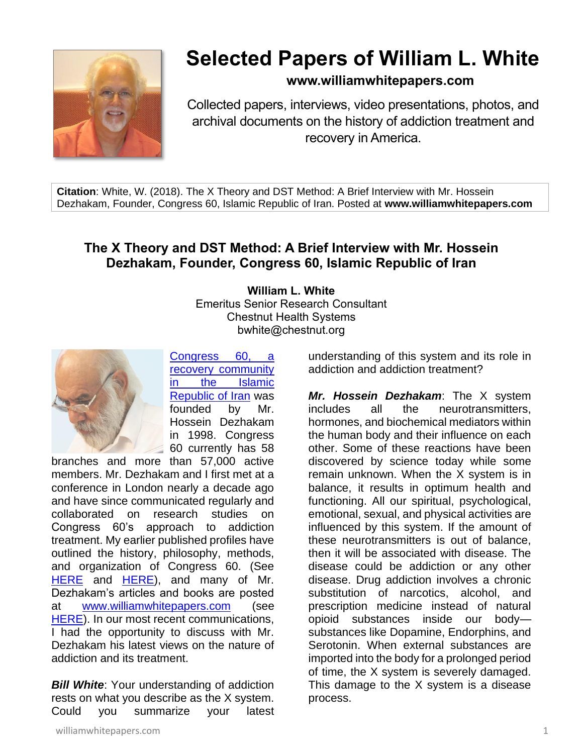# Selected Papers of William L. White

**www.williamwhitepapers.com**

Collected papers, interviews, video presentations, photos, and archival documents on the history of addiction treatment and recovery in America.

**Citation**: White, W. (2018). The X Theory and DST Method: A Brief Interview with Mr. Hossein Dezhakam, Founder, Congress 60, Islamic Republic of Iran. Posted at **www.williamwhitepapers.com**

## The X Theory and DST Method: A Brief Interview with Mr. Hossein Dezhakam, Founder, Congress 60, Islamic Republic of Iran

**William L. White**
Emeritus Senior Research Consultant
Chestnut Health Systems
bwhite@chestnut.org

Congress 60, a recovery community in the Islamic Republic of Iran was founded by Mr. Hossein Dezhakam in 1998. Congress 60 currently has 58 branches and more than 57,000 active members. Mr. Dezhakam and I first met at a conference in London nearly a decade ago and have since communicated regularly and collaborated on research studies on Congress 60's approach to addiction treatment. My earlier published profiles have outlined the history, philosophy, methods, and organization of Congress 60. (See HERE and HERE), and many of Mr. Dezhakam's articles and books are posted at www.williamwhitepapers.com (see HERE). In our most recent communications, I had the opportunity to discuss with Mr. Dezhakam his latest views on the nature of addiction and its treatment.

***Bill White***: Your understanding of addiction rests on what you describe as the X system. Could you summarize your latest understanding of this system and its role in addiction and addiction treatment?

***Mr. Hossein Dezhakam***: The X system includes all the neurotransmitters, hormones, and biochemical mediators within the human body and their influence on each other. Some of these reactions have been discovered by science today while some remain unknown. When the X system is in balance, it results in optimum health and functioning. All our spiritual, psychological, emotional, sexual, and physical activities are influenced by this system. If the amount of these neurotransmitters is out of balance, then it will be associated with disease. The disease could be addiction or any other disease. Drug addiction involves a chronic substitution of narcotics, alcohol, and prescription medicine instead of natural opioid substances inside our body—substances like Dopamine, Endorphins, and Serotonin. When external substances are imported into the body for a prolonged period of time, the X system is severely damaged. This damage to the X system is a disease process.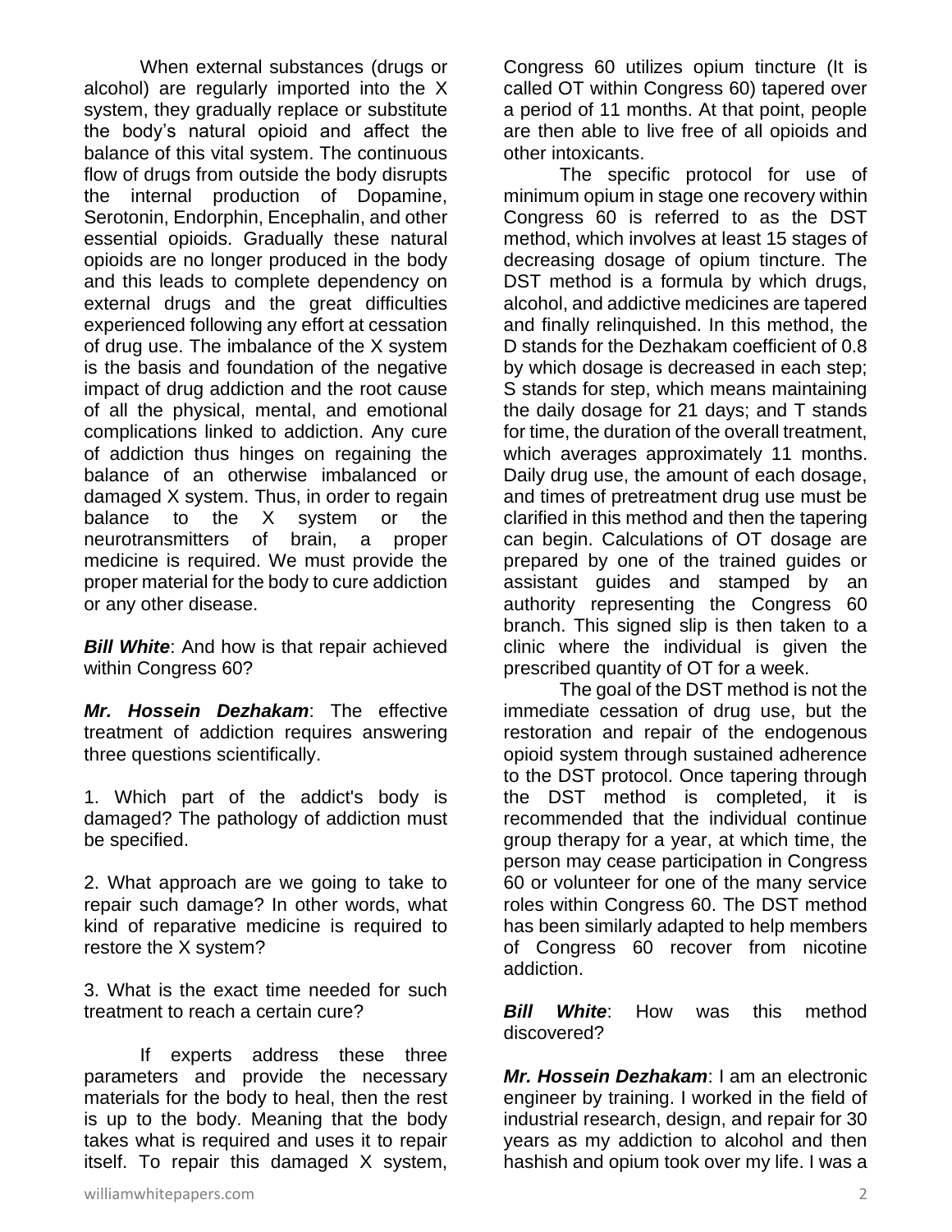When external substances (drugs or alcohol) are regularly imported into the X system, they gradually replace or substitute the body's natural opioid and affect the balance of this vital system. The continuous flow of drugs from outside the body disrupts the internal production of Dopamine, Serotonin, Endorphin, Encephalin, and other essential opioids. Gradually these natural opioids are no longer produced in the body and this leads to complete dependency on external drugs and the great difficulties experienced following any effort at cessation of drug use. The imbalance of the X system is the basis and foundation of the negative impact of drug addiction and the root cause of all the physical, mental, and emotional complications linked to addiction. Any cure of addiction thus hinges on regaining the balance of an otherwise imbalanced or damaged X system. Thus, in order to regain balance to the X system or the neurotransmitters of brain, a proper medicine is required. We must provide the proper material for the body to cure addiction or any other disease.

***Bill White***: And how is that repair achieved within Congress 60?

***Mr. Hossein Dezhakam***: The effective treatment of addiction requires answering three questions scientifically.

1. Which part of the addict's body is damaged? The pathology of addiction must be specified.

2. What approach are we going to take to repair such damage? In other words, what kind of reparative medicine is required to restore the X system?

3. What is the exact time needed for such treatment to reach a certain cure?

If experts address these three parameters and provide the necessary materials for the body to heal, then the rest is up to the body. Meaning that the body takes what is required and uses it to repair itself. To repair this damaged X system, Congress 60 utilizes opium tincture (It is called OT within Congress 60) tapered over a period of 11 months. At that point, people are then able to live free of all opioids and other intoxicants.

The specific protocol for use of minimum opium in stage one recovery within Congress 60 is referred to as the DST method, which involves at least 15 stages of decreasing dosage of opium tincture. The DST method is a formula by which drugs, alcohol, and addictive medicines are tapered and finally relinquished. In this method, the D stands for the Dezhakam coefficient of 0.8 by which dosage is decreased in each step; S stands for step, which means maintaining the daily dosage for 21 days; and T stands for time, the duration of the overall treatment, which averages approximately 11 months. Daily drug use, the amount of each dosage, and times of pretreatment drug use must be clarified in this method and then the tapering can begin. Calculations of OT dosage are prepared by one of the trained guides or assistant guides and stamped by an authority representing the Congress 60 branch. This signed slip is then taken to a clinic where the individual is given the prescribed quantity of OT for a week.

The goal of the DST method is not the immediate cessation of drug use, but the restoration and repair of the endogenous opioid system through sustained adherence to the DST protocol. Once tapering through the DST method is completed, it is recommended that the individual continue group therapy for a year, at which time, the person may cease participation in Congress 60 or volunteer for one of the many service roles within Congress 60. The DST method has been similarly adapted to help members of Congress 60 recover from nicotine addiction.

***Bill White***: How was this method discovered?

***Mr. Hossein Dezhakam***: I am an electronic engineer by training. I worked in the field of industrial research, design, and repair for 30 years as my addiction to alcohol and then hashish and opium took over my life. I was a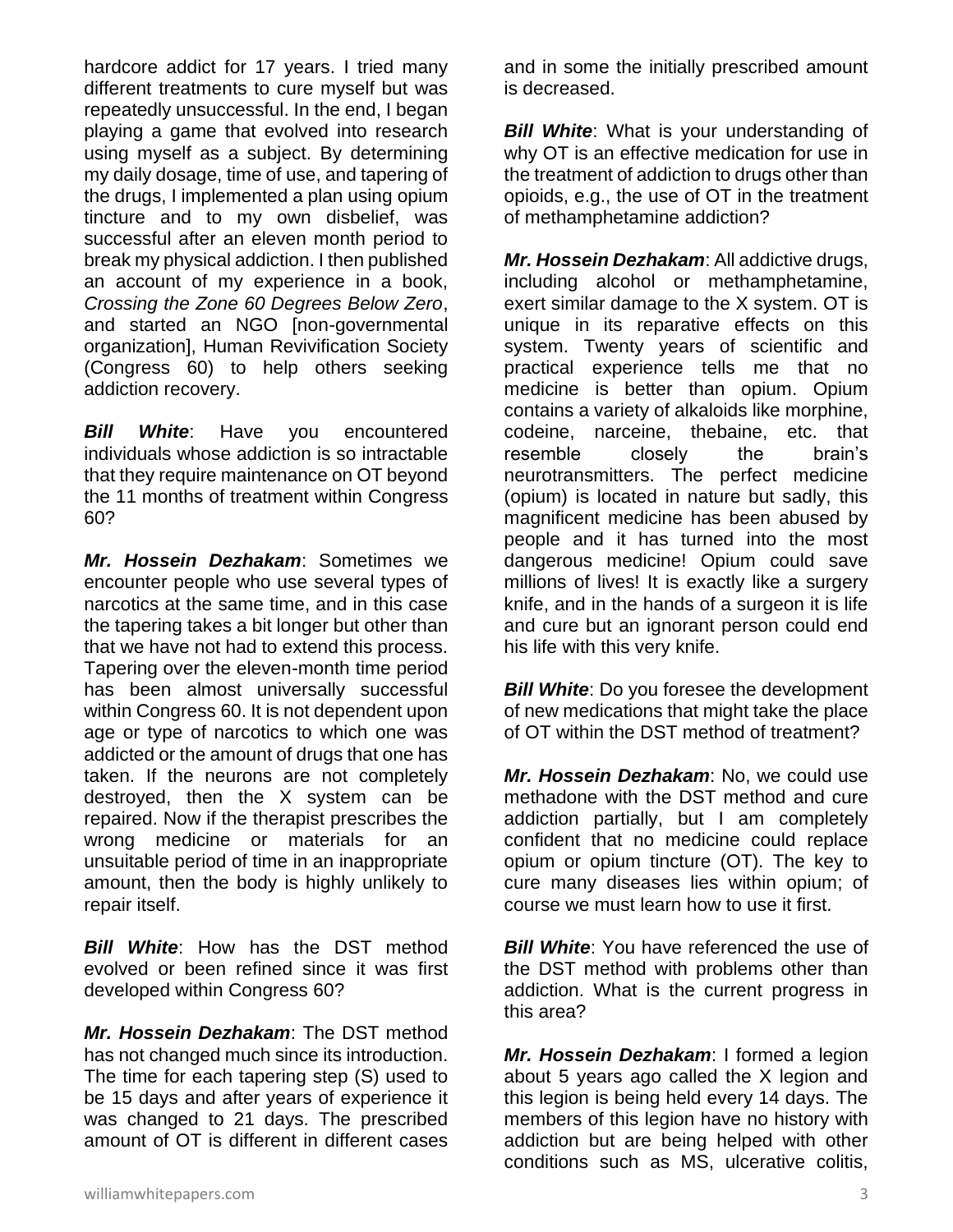hardcore addict for 17 years. I tried many different treatments to cure myself but was repeatedly unsuccessful. In the end, I began playing a game that evolved into research using myself as a subject. By determining my daily dosage, time of use, and tapering of the drugs, I implemented a plan using opium tincture and to my own disbelief, was successful after an eleven month period to break my physical addiction. I then published an account of my experience in a book, *Crossing the Zone 60 Degrees Below Zero*, and started an NGO [non-governmental organization], Human Revivification Society (Congress 60) to help others seeking addiction recovery.

***Bill White***: Have you encountered individuals whose addiction is so intractable that they require maintenance on OT beyond the 11 months of treatment within Congress 60?

***Mr. Hossein Dezhakam***: Sometimes we encounter people who use several types of narcotics at the same time, and in this case the tapering takes a bit longer but other than that we have not had to extend this process. Tapering over the eleven-month time period has been almost universally successful within Congress 60. It is not dependent upon age or type of narcotics to which one was addicted or the amount of drugs that one has taken. If the neurons are not completely destroyed, then the X system can be repaired. Now if the therapist prescribes the wrong medicine or materials for an unsuitable period of time in an inappropriate amount, then the body is highly unlikely to repair itself.

***Bill White***: How has the DST method evolved or been refined since it was first developed within Congress 60?

***Mr. Hossein Dezhakam***: The DST method has not changed much since its introduction. The time for each tapering step (S) used to be 15 days and after years of experience it was changed to 21 days. The prescribed amount of OT is different in different cases and in some the initially prescribed amount is decreased.

***Bill White***: What is your understanding of why OT is an effective medication for use in the treatment of addiction to drugs other than opioids, e.g., the use of OT in the treatment of methamphetamine addiction?

***Mr. Hossein Dezhakam***: All addictive drugs, including alcohol or methamphetamine, exert similar damage to the X system. OT is unique in its reparative effects on this system. Twenty years of scientific and practical experience tells me that no medicine is better than opium. Opium contains a variety of alkaloids like morphine, codeine, narceine, thebaine, etc. that resemble closely the brain's neurotransmitters. The perfect medicine (opium) is located in nature but sadly, this magnificent medicine has been abused by people and it has turned into the most dangerous medicine! Opium could save millions of lives! It is exactly like a surgery knife, and in the hands of a surgeon it is life and cure but an ignorant person could end his life with this very knife.

***Bill White***: Do you foresee the development of new medications that might take the place of OT within the DST method of treatment?

***Mr. Hossein Dezhakam***: No, we could use methadone with the DST method and cure addiction partially, but I am completely confident that no medicine could replace opium or opium tincture (OT). The key to cure many diseases lies within opium; of course we must learn how to use it first.

***Bill White***: You have referenced the use of the DST method with problems other than addiction. What is the current progress in this area?

***Mr. Hossein Dezhakam***: I formed a legion about 5 years ago called the X legion and this legion is being held every 14 days. The members of this legion have no history with addiction but are being helped with other conditions such as MS, ulcerative colitis,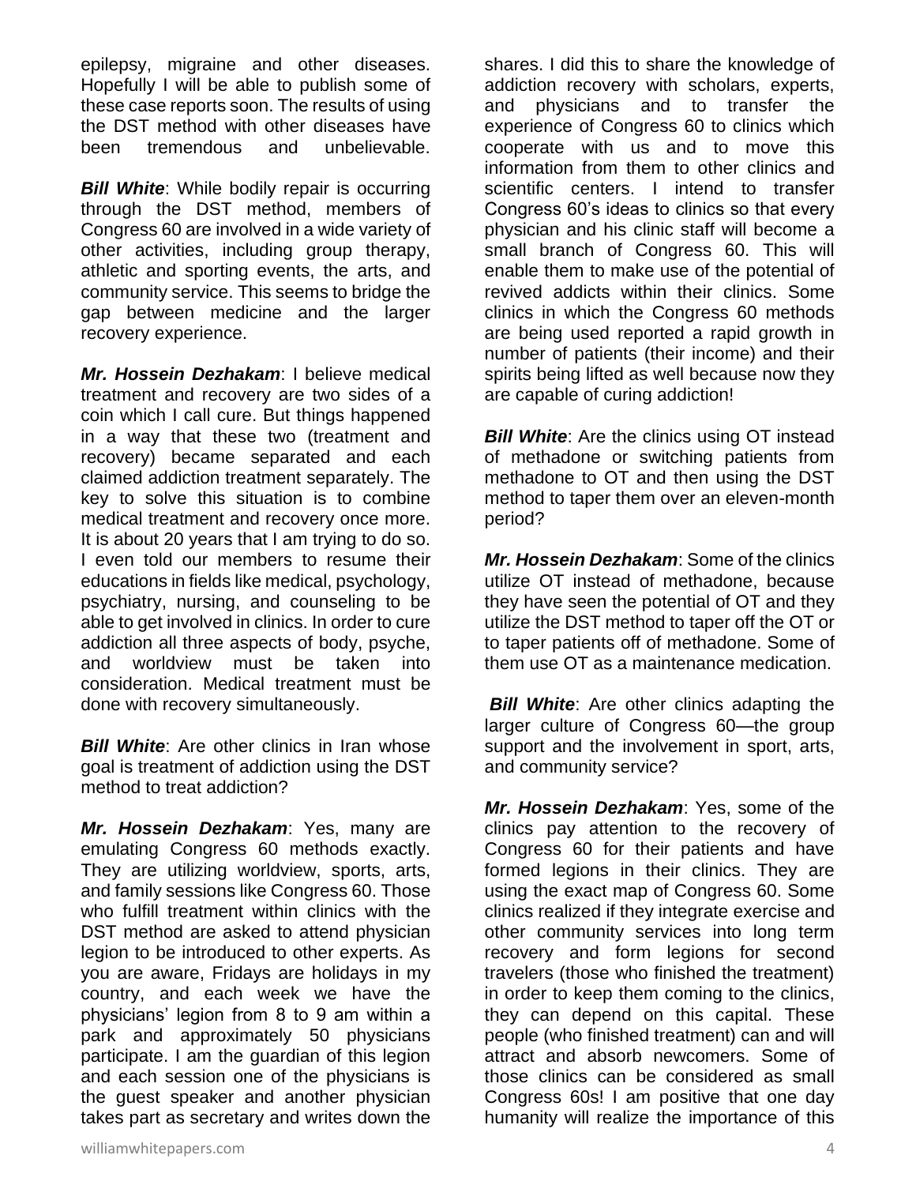epilepsy, migraine and other diseases. Hopefully I will be able to publish some of these case reports soon. The results of using the DST method with other diseases have been tremendous and unbelievable.

***Bill White***: While bodily repair is occurring through the DST method, members of Congress 60 are involved in a wide variety of other activities, including group therapy, athletic and sporting events, the arts, and community service. This seems to bridge the gap between medicine and the larger recovery experience.

***Mr. Hossein Dezhakam***: I believe medical treatment and recovery are two sides of a coin which I call cure. But things happened in a way that these two (treatment and recovery) became separated and each claimed addiction treatment separately. The key to solve this situation is to combine medical treatment and recovery once more. It is about 20 years that I am trying to do so. I even told our members to resume their educations in fields like medical, psychology, psychiatry, nursing, and counseling to be able to get involved in clinics. In order to cure addiction all three aspects of body, psyche, and worldview must be taken into consideration. Medical treatment must be done with recovery simultaneously.

***Bill White***: Are other clinics in Iran whose goal is treatment of addiction using the DST method to treat addiction?

***Mr. Hossein Dezhakam***: Yes, many are emulating Congress 60 methods exactly. They are utilizing worldview, sports, arts, and family sessions like Congress 60. Those who fulfill treatment within clinics with the DST method are asked to attend physician legion to be introduced to other experts. As you are aware, Fridays are holidays in my country, and each week we have the physicians' legion from 8 to 9 am within a park and approximately 50 physicians participate. I am the guardian of this legion and each session one of the physicians is the guest speaker and another physician takes part as secretary and writes down the shares. I did this to share the knowledge of addiction recovery with scholars, experts, and physicians and to transfer the experience of Congress 60 to clinics which cooperate with us and to move this information from them to other clinics and scientific centers. I intend to transfer Congress 60's ideas to clinics so that every physician and his clinic staff will become a small branch of Congress 60. This will enable them to make use of the potential of revived addicts within their clinics. Some clinics in which the Congress 60 methods are being used reported a rapid growth in number of patients (their income) and their spirits being lifted as well because now they are capable of curing addiction!

***Bill White***: Are the clinics using OT instead of methadone or switching patients from methadone to OT and then using the DST method to taper them over an eleven-month period?

***Mr. Hossein Dezhakam***: Some of the clinics utilize OT instead of methadone, because they have seen the potential of OT and they utilize the DST method to taper off the OT or to taper patients off of methadone. Some of them use OT as a maintenance medication.

***Bill White***: Are other clinics adapting the larger culture of Congress 60—the group support and the involvement in sport, arts, and community service?

***Mr. Hossein Dezhakam***: Yes, some of the clinics pay attention to the recovery of Congress 60 for their patients and have formed legions in their clinics. They are using the exact map of Congress 60. Some clinics realized if they integrate exercise and other community services into long term recovery and form legions for second travelers (those who finished the treatment) in order to keep them coming to the clinics, they can depend on this capital. These people (who finished treatment) can and will attract and absorb newcomers. Some of those clinics can be considered as small Congress 60s! I am positive that one day humanity will realize the importance of this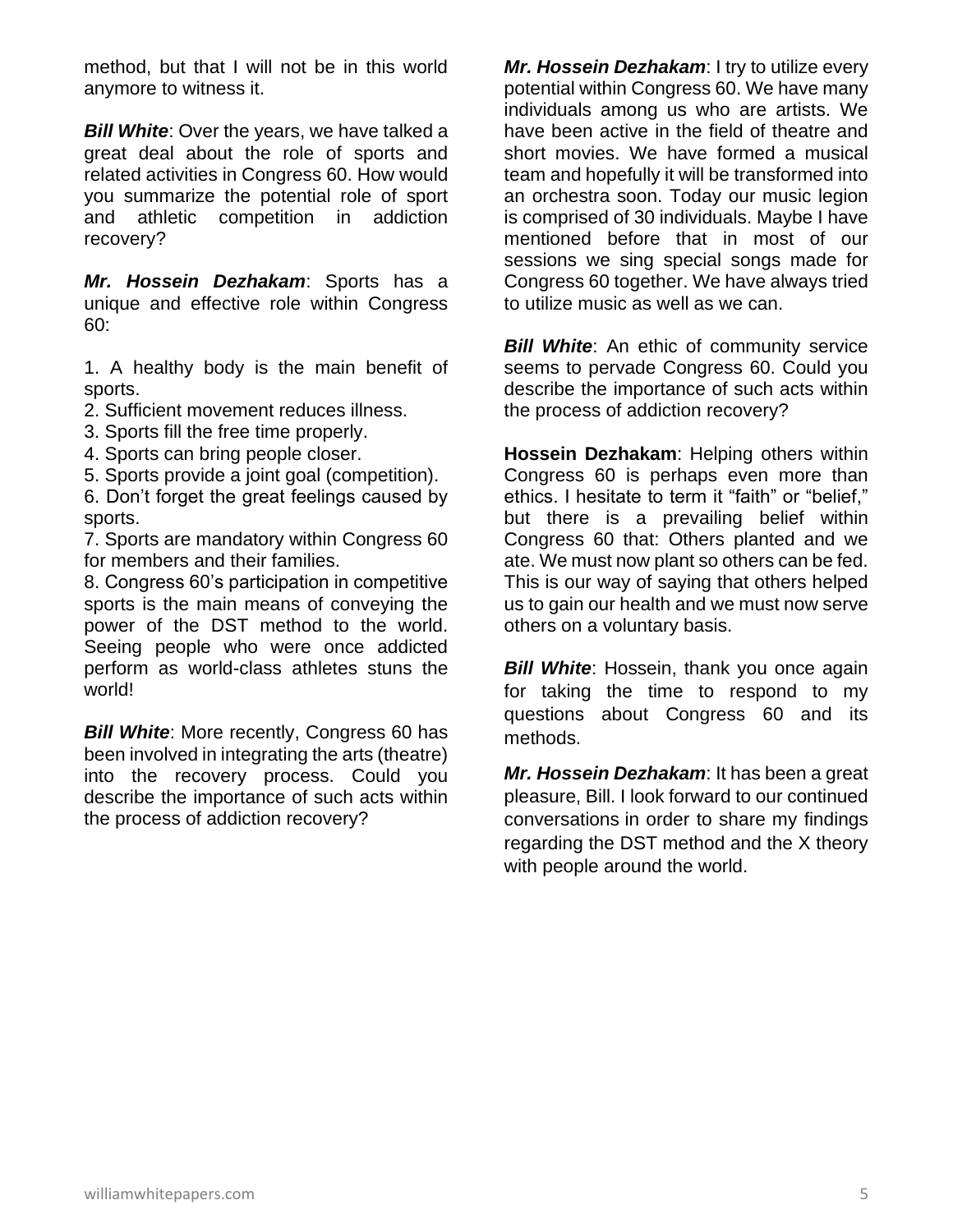method, but that I will not be in this world anymore to witness it.

***Bill White***: Over the years, we have talked a great deal about the role of sports and related activities in Congress 60. How would you summarize the potential role of sport and athletic competition in addiction recovery?

***Mr. Hossein Dezhakam***: Sports has a unique and effective role within Congress 60:

1. A healthy body is the main benefit of sports.
2. Sufficient movement reduces illness.
3. Sports fill the free time properly.
4. Sports can bring people closer.
5. Sports provide a joint goal (competition).
6. Don't forget the great feelings caused by sports.
7. Sports are mandatory within Congress 60 for members and their families.
8. Congress 60's participation in competitive sports is the main means of conveying the power of the DST method to the world. Seeing people who were once addicted perform as world-class athletes stuns the world!

***Bill White***: More recently, Congress 60 has been involved in integrating the arts (theatre) into the recovery process. Could you describe the importance of such acts within the process of addiction recovery?

***Mr. Hossein Dezhakam***: I try to utilize every potential within Congress 60. We have many individuals among us who are artists. We have been active in the field of theatre and short movies. We have formed a musical team and hopefully it will be transformed into an orchestra soon. Today our music legion is comprised of 30 individuals. Maybe I have mentioned before that in most of our sessions we sing special songs made for Congress 60 together. We have always tried to utilize music as well as we can.

***Bill White***: An ethic of community service seems to pervade Congress 60. Could you describe the importance of such acts within the process of addiction recovery?

**Hossein Dezhakam**: Helping others within Congress 60 is perhaps even more than ethics. I hesitate to term it "faith" or "belief," but there is a prevailing belief within Congress 60 that: Others planted and we ate. We must now plant so others can be fed. This is our way of saying that others helped us to gain our health and we must now serve others on a voluntary basis.

***Bill White***: Hossein, thank you once again for taking the time to respond to my questions about Congress 60 and its methods.

***Mr. Hossein Dezhakam***: It has been a great pleasure, Bill. I look forward to our continued conversations in order to share my findings regarding the DST method and the X theory with people around the world.